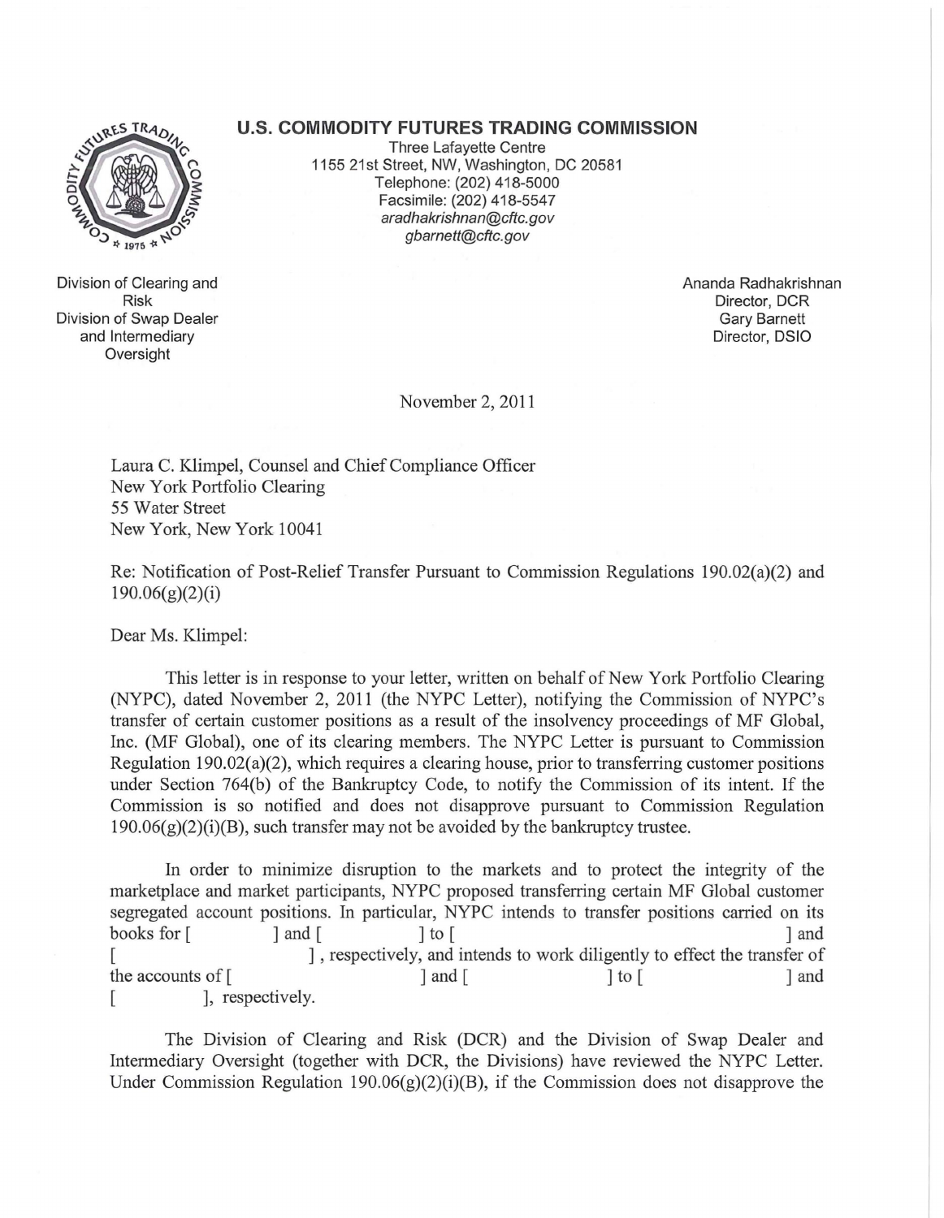**U.S. COMMODITY FUTURES TRADING COMMISSION**

Three Lafayette Centre
1155 21st Street, NW, Washington, DC 20581
Telephone: (202) 418-5000
Facsimile: (202) 418-5547
*aradhakrishnan@cftc.gov*
*gbarnett@cftc.gov*

Division of Clearing and Risk
Division of Swap Dealer and Intermediary Oversight

Ananda Radhakrishnan
Director, DCR
Gary Barnett
Director, DSIO

November 2, 2011

Laura C. Klimpel, Counsel and Chief Compliance Officer
New York Portfolio Clearing
55 Water Street
New York, New York 10041

Re: Notification of Post-Relief Transfer Pursuant to Commission Regulations 190.02(a)(2) and 190.06(g)(2)(i)

Dear Ms. Klimpel:

This letter is in response to your letter, written on behalf of New York Portfolio Clearing (NYPC), dated November 2, 2011 (the NYPC Letter), notifying the Commission of NYPC's transfer of certain customer positions as a result of the insolvency proceedings of MF Global, Inc. (MF Global), one of its clearing members. The NYPC Letter is pursuant to Commission Regulation 190.02(a)(2), which requires a clearing house, prior to transferring customer positions under Section 764(b) of the Bankruptcy Code, to notify the Commission of its intent. If the Commission is so notified and does not disapprove pursuant to Commission Regulation 190.06(g)(2)(i)(B), such transfer may not be avoided by the bankruptcy trustee.

In order to minimize disruption to the markets and to protect the integrity of the marketplace and market participants, NYPC proposed transferring certain MF Global customer segregated account positions. In particular, NYPC intends to transfer positions carried on its books for [ ] and [ ] to [ ] and [ ], respectively, and intends to work diligently to effect the transfer of the accounts of [ ] and [ ] to [ ] and [ ], respectively.

The Division of Clearing and Risk (DCR) and the Division of Swap Dealer and Intermediary Oversight (together with DCR, the Divisions) have reviewed the NYPC Letter. Under Commission Regulation 190.06(g)(2)(i)(B), if the Commission does not disapprove the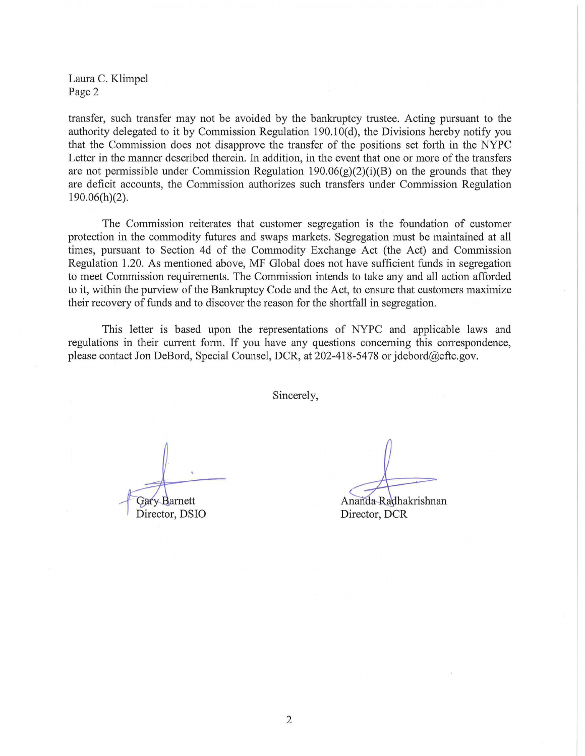Laura C. Klimpel
Page 2

transfer, such transfer may not be avoided by the bankruptcy trustee. Acting pursuant to the authority delegated to it by Commission Regulation 190.10(d), the Divisions hereby notify you that the Commission does not disapprove the transfer of the positions set forth in the NYPC Letter in the manner described therein. In addition, in the event that one or more of the transfers are not permissible under Commission Regulation 190.06(g)(2)(i)(B) on the grounds that they are deficit accounts, the Commission authorizes such transfers under Commission Regulation 190.06(h)(2).

The Commission reiterates that customer segregation is the foundation of customer protection in the commodity futures and swaps markets. Segregation must be maintained at all times, pursuant to Section 4d of the Commodity Exchange Act (the Act) and Commission Regulation 1.20. As mentioned above, MF Global does not have sufficient funds in segregation to meet Commission requirements. The Commission intends to take any and all action afforded to it, within the purview of the Bankruptcy Code and the Act, to ensure that customers maximize their recovery of funds and to discover the reason for the shortfall in segregation.

This letter is based upon the representations of NYPC and applicable laws and regulations in their current form. If you have any questions concerning this correspondence, please contact Jon DeBord, Special Counsel, DCR, at 202-418-5478 or jdebord@cftc.gov.

Sincerely,

Gary Barnett
Director, DSIO

Ananda Radhakrishnan
Director, DCR